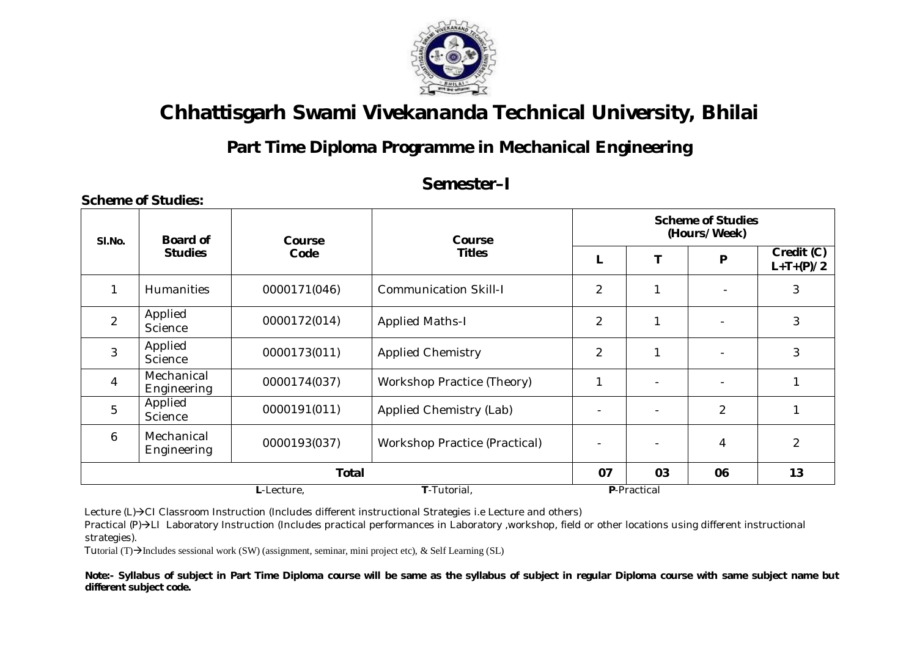# Chhattisgarh Swami Vivekananda Technical University, Bhilai

## Part Time Diploma Programme in Mechanical Engineering

### Semester–I

**Scheme of Studies:**

| Sl.No. | Board of Studies | Course Code | Course Titles | Scheme of Studies (Hours/Week) | | | |
|---|---|---|---|---|---|---|---|
| | | | | L | T | P | Credit (C) L+T+(P)/2 |
| 1 | Humanities | 0000171(046) | Communication Skill-I | 2 | 1 | - | 3 |
| 2 | Applied Science | 0000172(014) | Applied Maths-I | 2 | 1 | - | 3 |
| 3 | Applied Science | 0000173(011) | Applied Chemistry | 2 | 1 | - | 3 |
| 4 | Mechanical Engineering | 0000174(037) | Workshop Practice (Theory) | 1 | - | - | 1 |
| 5 | Applied Science | 0000191(011) | Applied Chemistry (Lab) | - | - | 2 | 1 |
| 6 | Mechanical Engineering | 0000193(037) | Workshop Practice (Practical) | - | - | 4 | 2 |
| **Total** | | | | **07** | **03** | **06** | **13** |

**L**-Lecture, **T**-Tutorial, **P**-Practical

Lecture (L)→CI Classroom Instruction (Includes different instructional Strategies i.e Lecture and others)

Practical (P)→LI Laboratory Instruction (Includes practical performances in Laboratory ,workshop, field or other locations using different instructional strategies).

Tutorial (T)→Includes sessional work (SW) (assignment, seminar, mini project etc), & Self Learning (SL)

**Note:- Syllabus of subject in Part Time Diploma course will be same as the syllabus of subject in regular Diploma course with same subject name but different subject code.**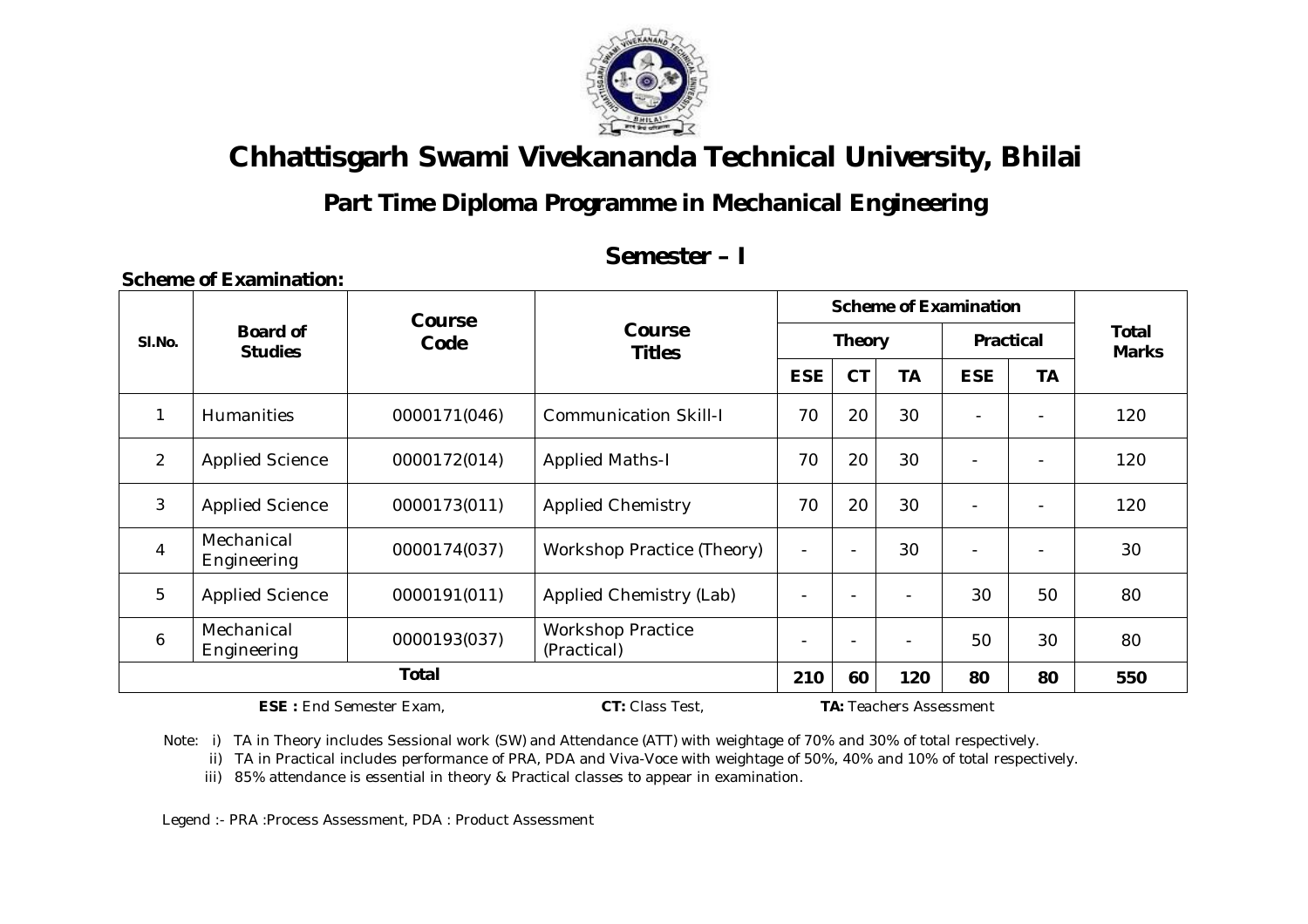# Chhattisgarh Swami Vivekananda Technical University, Bhilai

## Part Time Diploma Programme in Mechanical Engineering

## Semester – I

**Scheme of Examination:**

| Sl.No. | Board of Studies | Course Code | Course Titles | Scheme of Examination | | | | | Total Marks |
|---|---|---|---|---|---|---|---|---|---|
| | | | | Theory | | | Practical | | |
| | | | | ESE | CT | TA | ESE | TA | |
| 1 | Humanities | 0000171(046) | Communication Skill-I | 70 | 20 | 30 | - | - | 120 |
| 2 | Applied Science | 0000172(014) | Applied Maths-I | 70 | 20 | 30 | - | - | 120 |
| 3 | Applied Science | 0000173(011) | Applied Chemistry | 70 | 20 | 30 | - | - | 120 |
| 4 | Mechanical Engineering | 0000174(037) | Workshop Practice (Theory) | - | - | 30 | - | - | 30 |
| 5 | Applied Science | 0000191(011) | Applied Chemistry (Lab) | - | - | - | 30 | 50 | 80 |
| 6 | Mechanical Engineering | 0000193(037) | Workshop Practice (Practical) | - | - | - | 50 | 30 | 80 |
| **Total** | | | | **210** | **60** | **120** | **80** | **80** | **550** |

**ESE :** End Semester Exam, **CT:** Class Test, **TA:** Teachers Assessment

Note: i) TA in Theory includes Sessional work (SW) and Attendance (ATT) with weightage of 70% and 30% of total respectively.

ii) TA in Practical includes performance of PRA, PDA and Viva-Voce with weightage of 50%, 40% and 10% of total respectively.

iii) 85% attendance is essential in theory & Practical classes to appear in examination.

Legend :- PRA :Process Assessment, PDA : Product Assessment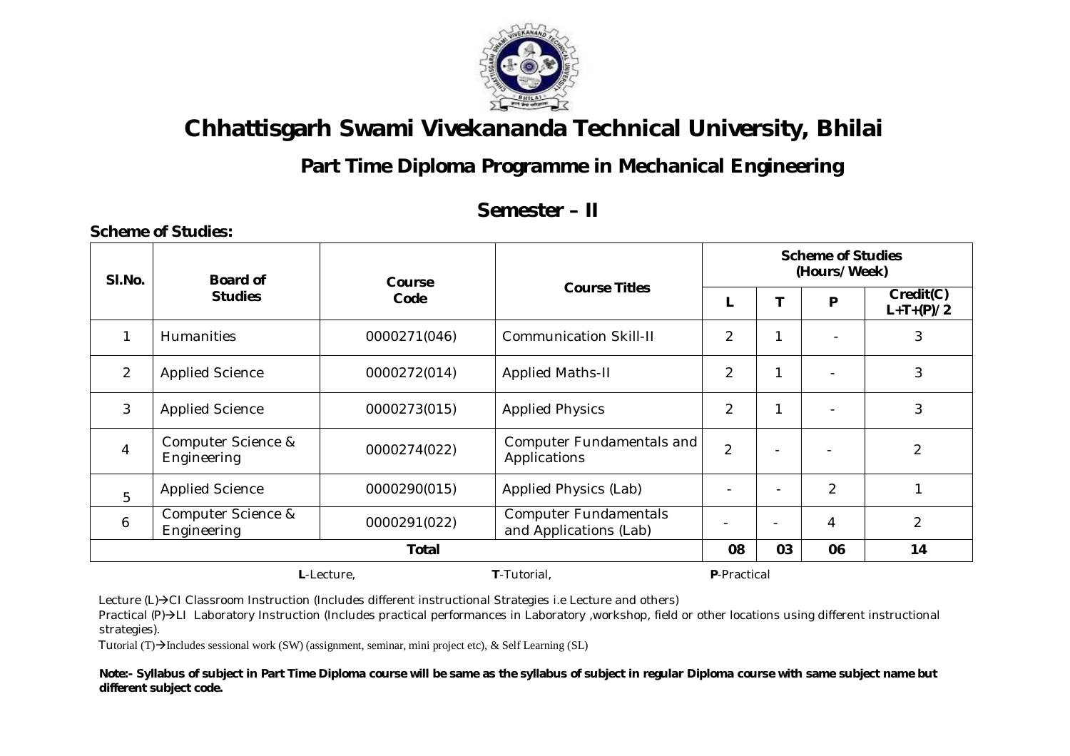# Chhattisgarh Swami Vivekananda Technical University, Bhilai

## Part Time Diploma Programme in Mechanical Engineering

## Semester – II

**Scheme of Studies:**

| Sl.No. | Board of Studies | Course Code | Course Titles | Scheme of Studies (Hours/Week) | | | |
|---|---|---|---|---|---|---|---|
| | | | | L | T | P | Credit(C) L+T+(P)/2 |
| 1 | Humanities | 0000271(046) | Communication Skill-II | 2 | 1 | - | 3 |
| 2 | Applied Science | 0000272(014) | Applied Maths-II | 2 | 1 | - | 3 |
| 3 | Applied Science | 0000273(015) | Applied Physics | 2 | 1 | - | 3 |
| 4 | Computer Science & Engineering | 0000274(022) | Computer Fundamentals and Applications | 2 | - | - | 2 |
| 5 | Applied Science | 0000290(015) | Applied Physics (Lab) | - | - | 2 | 1 |
| 6 | Computer Science & Engineering | 0000291(022) | Computer Fundamentals and Applications (Lab) | - | - | 4 | 2 |
| | | **Total** | | **08** | **03** | **06** | **14** |

**L**-Lecture, **T**-Tutorial, **P**-Practical

Lecture (L)→CI Classroom Instruction (Includes different instructional Strategies i.e Lecture and others)

Practical (P)→LI Laboratory Instruction (Includes practical performances in Laboratory ,workshop, field or other locations using different instructional strategies).

Tutorial (T)→Includes sessional work (SW) (assignment, seminar, mini project etc), & Self Learning (SL)

**Note:- Syllabus of subject in Part Time Diploma course will be same as the syllabus of subject in regular Diploma course with same subject name but different subject code.**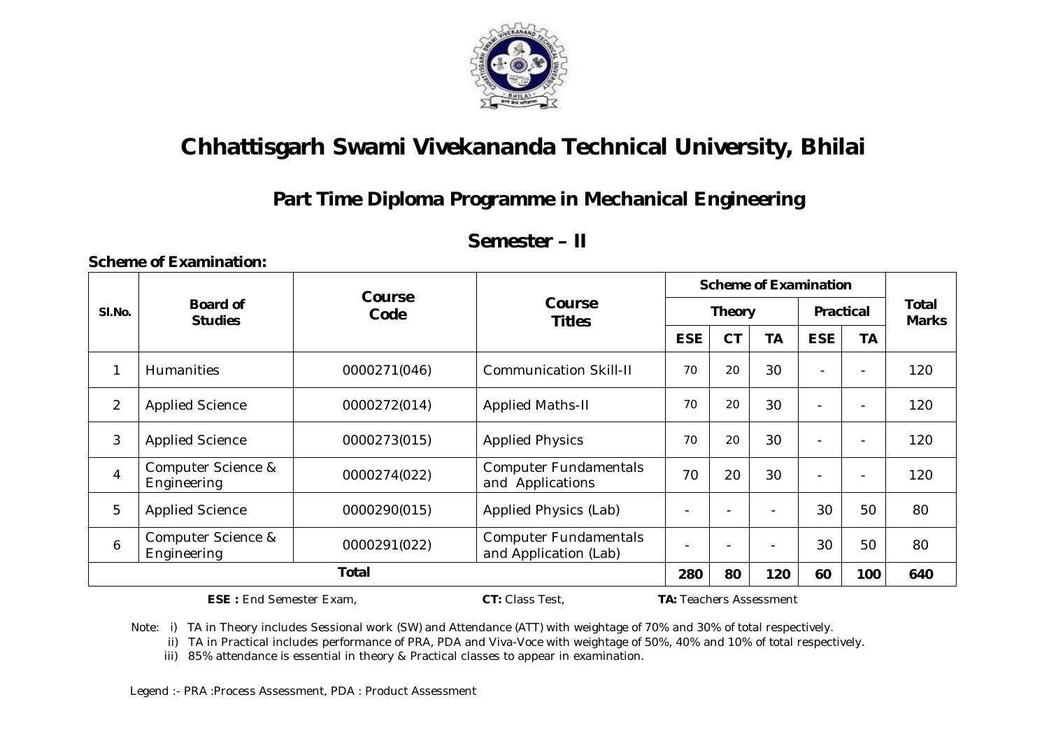# Chhattisgarh Swami Vivekananda Technical University, Bhilai

## Part Time Diploma Programme in Mechanical Engineering

## Semester – II

**Scheme of Examination:**

| Sl.No. | Board of Studies | Course Code | Course Titles | Scheme of Examination | | | | | Total Marks |
|---|---|---|---|---|---|---|---|---|---|
| | | | | Theory | | | Practical | | |
| | | | | ESE | CT | TA | ESE | TA | |
| 1 | Humanities | 0000271(046) | Communication Skill-II | 70 | 20 | 30 | - | - | 120 |
| 2 | Applied Science | 0000272(014) | Applied Maths-II | 70 | 20 | 30 | - | - | 120 |
| 3 | Applied Science | 0000273(015) | Applied Physics | 70 | 20 | 30 | - | - | 120 |
| 4 | Computer Science & Engineering | 0000274(022) | Computer Fundamentals and Applications | 70 | 20 | 30 | - | - | 120 |
| 5 | Applied Science | 0000290(015) | Applied Physics (Lab) | - | - | - | 30 | 50 | 80 |
| 6 | Computer Science & Engineering | 0000291(022) | Computer Fundamentals and Application (Lab) | - | - | - | 30 | 50 | 80 |
| | | **Total** | | **280** | **80** | **120** | **60** | **100** | **640** |

**ESE :** End Semester Exam, **CT:** Class Test, **TA:** Teachers Assessment

Note: i) TA in Theory includes Sessional work (SW) and Attendance (ATT) with weightage of 70% and 30% of total respectively.

ii) TA in Practical includes performance of PRA, PDA and Viva-Voce with weightage of 50%, 40% and 10% of total respectively.

iii) 85% attendance is essential in theory & Practical classes to appear in examination.

Legend :- PRA :Process Assessment, PDA : Product Assessment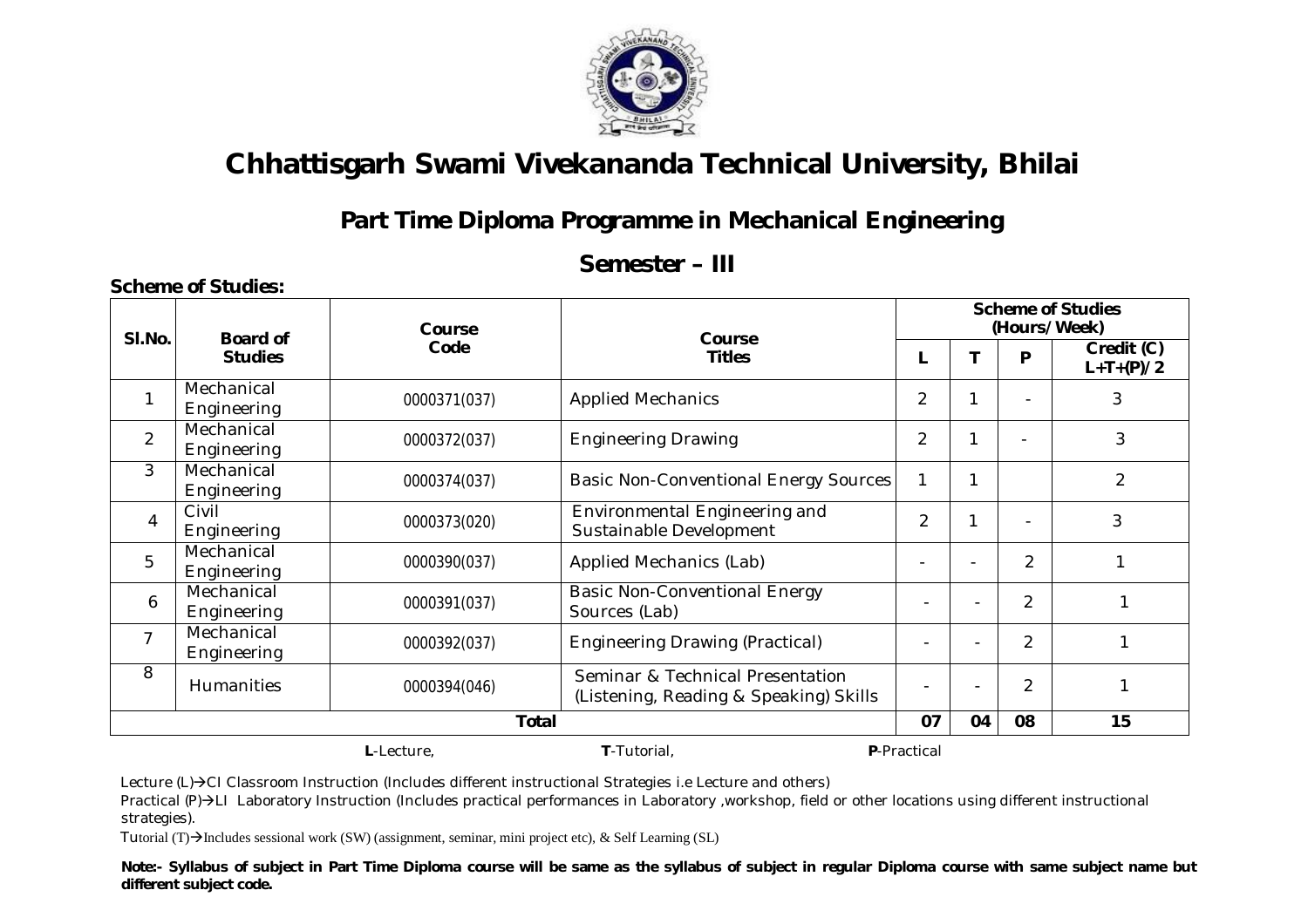# Chhattisgarh Swami Vivekananda Technical University, Bhilai

## Part Time Diploma Programme in Mechanical Engineering

## Semester – III

**Scheme of Studies:**

| Sl.No. | Board of Studies | Course Code | Course Titles | Scheme of Studies (Hours/Week) | | | |
|---|---|---|---|---|---|---|---|
| | | | | L | T | P | Credit (C) L+T+(P)/2 |
| 1 | Mechanical Engineering | 0000371(037) | Applied Mechanics | 2 | 1 | - | 3 |
| 2 | Mechanical Engineering | 0000372(037) | Engineering Drawing | 2 | 1 | - | 3 |
| 3 | Mechanical Engineering | 0000374(037) | Basic Non-Conventional Energy Sources | 1 | 1 | | 2 |
| 4 | Civil Engineering | 0000373(020) | Environmental Engineering and Sustainable Development | 2 | 1 | - | 3 |
| 5 | Mechanical Engineering | 0000390(037) | Applied Mechanics (Lab) | - | - | 2 | 1 |
| 6 | Mechanical Engineering | 0000391(037) | Basic Non-Conventional Energy Sources (Lab) | - | - | 2 | 1 |
| 7 | Mechanical Engineering | 0000392(037) | Engineering Drawing (Practical) | - | - | 2 | 1 |
| 8 | Humanities | 0000394(046) | Seminar & Technical Presentation (Listening, Reading & Speaking) Skills | - | - | 2 | 1 |
| | | | **Total** | **07** | **04** | **08** | **15** |

**L**-Lecture, **T**-Tutorial, **P**-Practical

Lecture (L)→CI Classroom Instruction (Includes different instructional Strategies i.e Lecture and others)

Practical (P)→LI Laboratory Instruction (Includes practical performances in Laboratory ,workshop, field or other locations using different instructional strategies).

Tutorial (T)→Includes sessional work (SW) (assignment, seminar, mini project etc), & Self Learning (SL)

**Note:- Syllabus of subject in Part Time Diploma course will be same as the syllabus of subject in regular Diploma course with same subject name but different subject code.**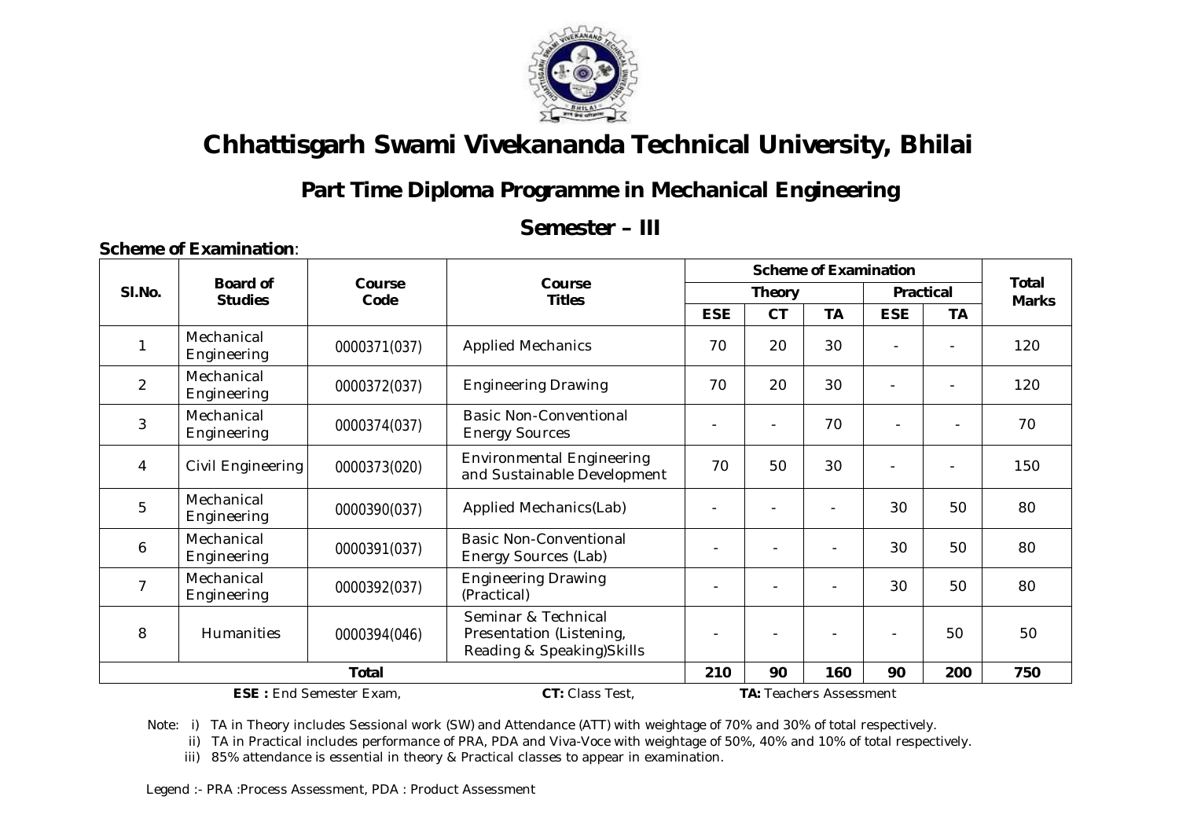# Chhattisgarh Swami Vivekananda Technical University, Bhilai

## Part Time Diploma Programme in Mechanical Engineering

## Semester – III

**Scheme of Examination**:

| Sl.No. | Board of Studies | Course Code | Course Titles | Scheme of Examination | | | | | Total Marks |
|---|---|---|---|---|---|---|---|---|---|
| | | | | Theory | | | Practical | | |
| | | | | ESE | CT | TA | ESE | TA | |
| 1 | Mechanical Engineering | 0000371(037) | Applied Mechanics | 70 | 20 | 30 | - | - | 120 |
| 2 | Mechanical Engineering | 0000372(037) | Engineering Drawing | 70 | 20 | 30 | - | - | 120 |
| 3 | Mechanical Engineering | 0000374(037) | Basic Non-Conventional Energy Sources | - | - | 70 | - | - | 70 |
| 4 | Civil Engineering | 0000373(020) | Environmental Engineering and Sustainable Development | 70 | 50 | 30 | - | - | 150 |
| 5 | Mechanical Engineering | 0000390(037) | Applied Mechanics(Lab) | - | - | - | 30 | 50 | 80 |
| 6 | Mechanical Engineering | 0000391(037) | Basic Non-Conventional Energy Sources (Lab) | - | - | - | 30 | 50 | 80 |
| 7 | Mechanical Engineering | 0000392(037) | Engineering Drawing (Practical) | - | - | - | 30 | 50 | 80 |
| 8 | Humanities | 0000394(046) | Seminar & Technical Presentation (Listening, Reading & Speaking)Skills | - | - | - | - | 50 | 50 |
| | | Total | | 210 | 90 | 160 | 90 | 200 | 750 |

**ESE :** End Semester Exam, **CT:** Class Test, **TA:** Teachers Assessment

Note: i) TA in Theory includes Sessional work (SW) and Attendance (ATT) with weightage of 70% and 30% of total respectively.

ii) TA in Practical includes performance of PRA, PDA and Viva-Voce with weightage of 50%, 40% and 10% of total respectively.

iii) 85% attendance is essential in theory & Practical classes to appear in examination.

Legend :- PRA :Process Assessment, PDA : Product Assessment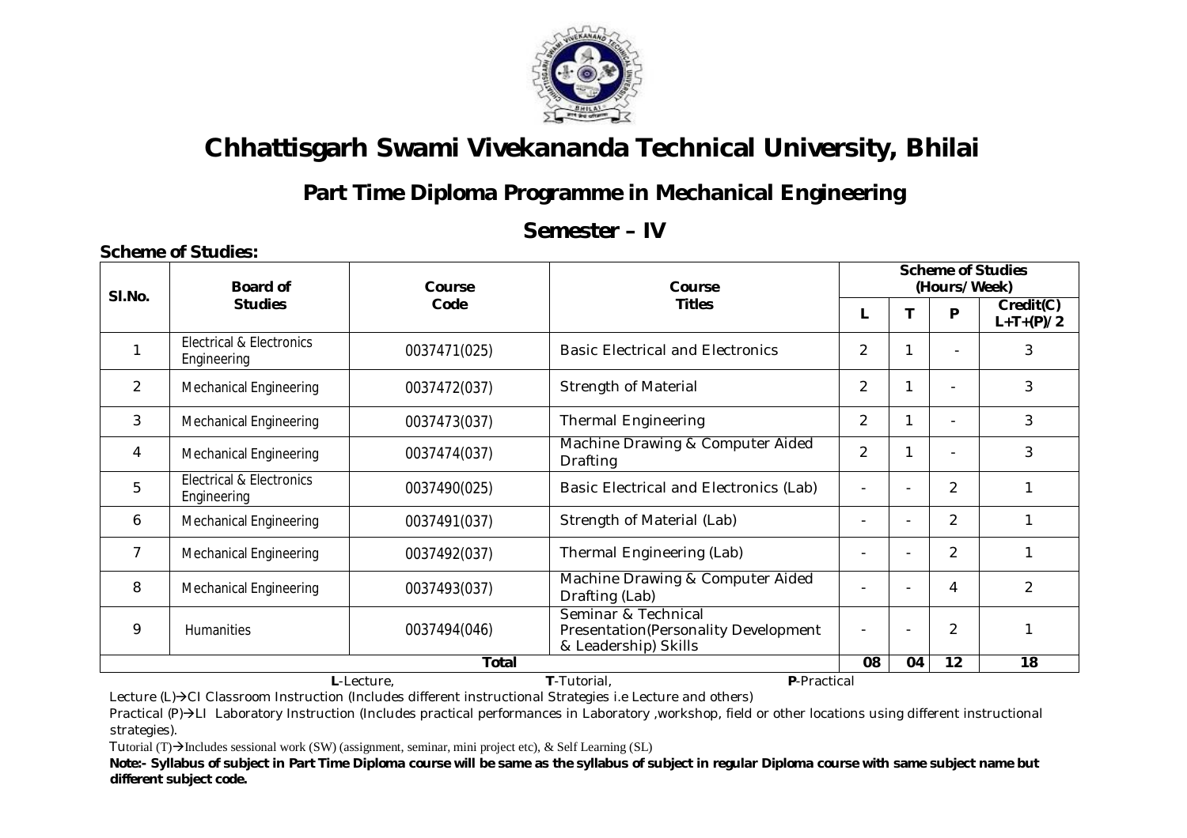# Chhattisgarh Swami Vivekananda Technical University, Bhilai

## Part Time Diploma Programme in Mechanical Engineering

## Semester – IV

**Scheme of Studies:**

| Sl.No. | Board of Studies | Course Code | Course Titles | Scheme of Studies (Hours/Week) | | | |
|---|---|---|---|---|---|---|---|
| | | | | L | T | P | Credit(C) L+T+(P)/2 |
| 1 | Electrical & Electronics Engineering | 0037471(025) | Basic Electrical and Electronics | 2 | 1 | - | 3 |
| 2 | Mechanical Engineering | 0037472(037) | Strength of Material | 2 | 1 | - | 3 |
| 3 | Mechanical Engineering | 0037473(037) | Thermal Engineering | 2 | 1 | - | 3 |
| 4 | Mechanical Engineering | 0037474(037) | Machine Drawing & Computer Aided Drafting | 2 | 1 | - | 3 |
| 5 | Electrical & Electronics Engineering | 0037490(025) | Basic Electrical and Electronics (Lab) | - | - | 2 | 1 |
| 6 | Mechanical Engineering | 0037491(037) | Strength of Material (Lab) | - | - | 2 | 1 |
| 7 | Mechanical Engineering | 0037492(037) | Thermal Engineering (Lab) | - | - | 2 | 1 |
| 8 | Mechanical Engineering | 0037493(037) | Machine Drawing & Computer Aided Drafting (Lab) | - | - | 4 | 2 |
| 9 | Humanities | 0037494(046) | Seminar & Technical Presentation(Personality Development & Leadership) Skills | - | - | 2 | 1 |
| | | **Total** | | **08** | **04** | **12** | **18** |

**L**-Lecture, **T**-Tutorial, **P**-Practical

Lecture (L)→CI Classroom Instruction (Includes different instructional Strategies i.e Lecture and others)

Practical (P)→LI Laboratory Instruction (Includes practical performances in Laboratory ,workshop, field or other locations using different instructional strategies).

Tutorial (T)→Includes sessional work (SW) (assignment, seminar, mini project etc), & Self Learning (SL)

**Note:- Syllabus of subject in Part Time Diploma course will be same as the syllabus of subject in regular Diploma course with same subject name but different subject code.**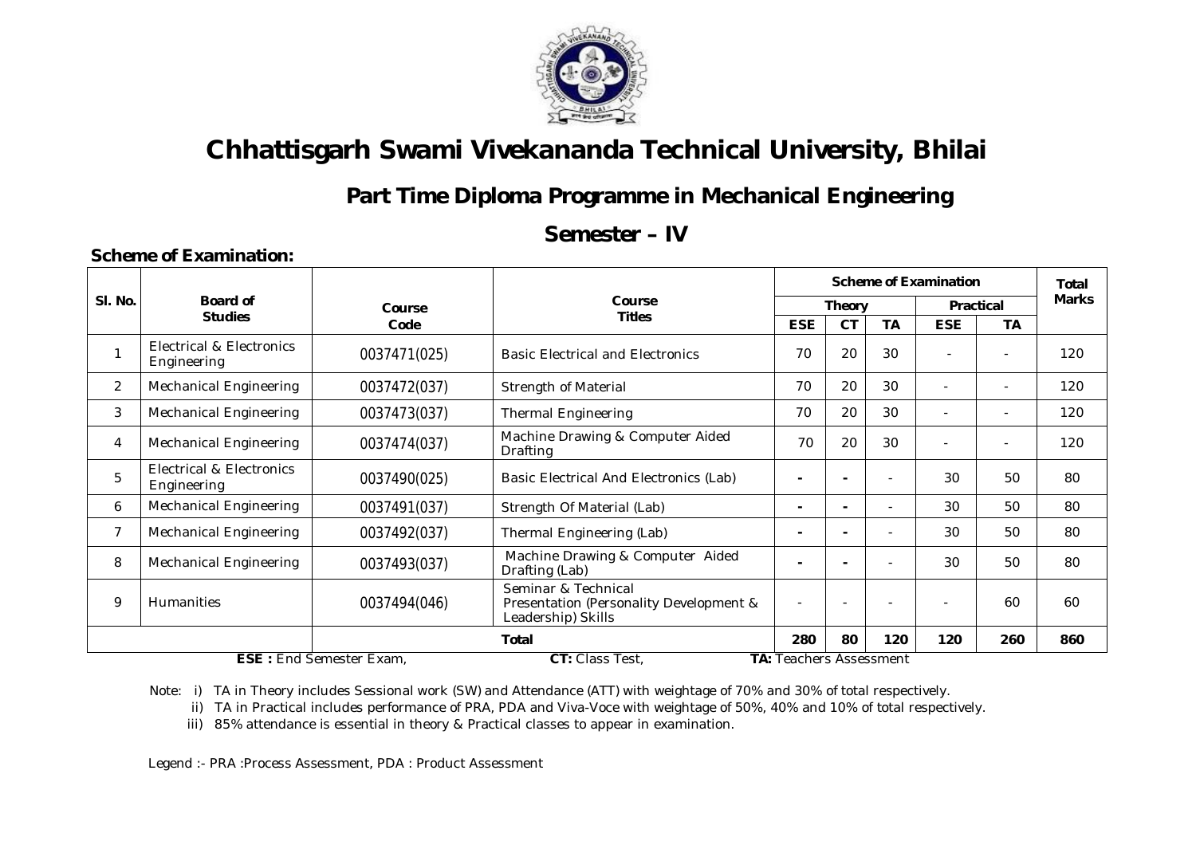# Chhattisgarh Swami Vivekananda Technical University, Bhilai

## Part Time Diploma Programme in Mechanical Engineering

## Semester – IV

**Scheme of Examination:**

| Sl. No. | Board of Studies | Course Code | Course Titles | Scheme of Examination | | | | | Total Marks |
|---|---|---|---|---|---|---|---|---|---|
| | | | | Theory | | | Practical | | |
| | | | | ESE | CT | TA | ESE | TA | |
| 1 | Electrical & Electronics Engineering | 0037471(025) | Basic Electrical and Electronics | 70 | 20 | 30 | - | - | 120 |
| 2 | Mechanical Engineering | 0037472(037) | Strength of Material | 70 | 20 | 30 | - | - | 120 |
| 3 | Mechanical Engineering | 0037473(037) | Thermal Engineering | 70 | 20 | 30 | - | - | 120 |
| 4 | Mechanical Engineering | 0037474(037) | Machine Drawing & Computer Aided Drafting | 70 | 20 | 30 | - | - | 120 |
| 5 | Electrical & Electronics Engineering | 0037490(025) | Basic Electrical And Electronics (Lab) | - | - | - | 30 | 50 | 80 |
| 6 | Mechanical Engineering | 0037491(037) | Strength Of Material (Lab) | - | - | - | 30 | 50 | 80 |
| 7 | Mechanical Engineering | 0037492(037) | Thermal Engineering (Lab) | - | - | - | 30 | 50 | 80 |
| 8 | Mechanical Engineering | 0037493(037) | Machine Drawing & Computer Aided Drafting (Lab) | - | - | - | 30 | 50 | 80 |
| 9 | Humanities | 0037494(046) | Seminar & Technical Presentation (Personality Development & Leadership) Skills | - | - | - | - | 60 | 60 |
| | | | **Total** | **280** | **80** | **120** | **120** | **260** | **860** |

**ESE :** End Semester Exam, **CT:** Class Test, **TA:** Teachers Assessment

Note: i) TA in Theory includes Sessional work (SW) and Attendance (ATT) with weightage of 70% and 30% of total respectively.

ii) TA in Practical includes performance of PRA, PDA and Viva-Voce with weightage of 50%, 40% and 10% of total respectively.

iii) 85% attendance is essential in theory & Practical classes to appear in examination.

Legend :- PRA :Process Assessment, PDA : Product Assessment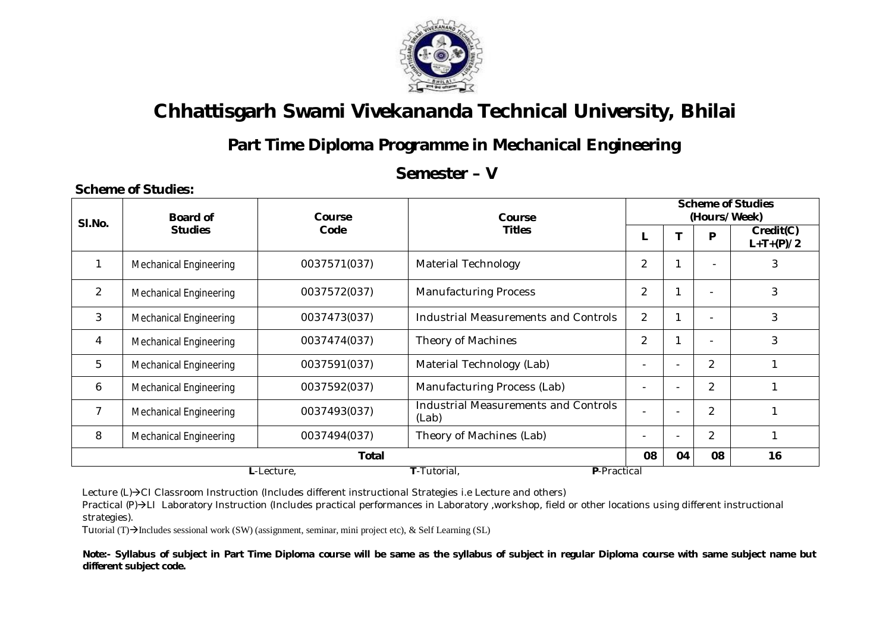# Chhattisgarh Swami Vivekananda Technical University, Bhilai

## Part Time Diploma Programme in Mechanical Engineering

## Semester – V

**Scheme of Studies:**

| Sl.No. | Board of Studies | Course Code | Course Titles | Scheme of Studies (Hours/Week) | | | |
|---|---|---|---|---|---|---|---|
| | | | | L | T | P | Credit(C) L+T+(P)/2 |
| 1 | Mechanical Engineering | 0037571(037) | Material Technology | 2 | 1 | - | 3 |
| 2 | Mechanical Engineering | 0037572(037) | Manufacturing Process | 2 | 1 | - | 3 |
| 3 | Mechanical Engineering | 0037473(037) | Industrial Measurements and Controls | 2 | 1 | - | 3 |
| 4 | Mechanical Engineering | 0037474(037) | Theory of Machines | 2 | 1 | - | 3 |
| 5 | Mechanical Engineering | 0037591(037) | Material Technology (Lab) | - | - | 2 | 1 |
| 6 | Mechanical Engineering | 0037592(037) | Manufacturing Process (Lab) | - | - | 2 | 1 |
| 7 | Mechanical Engineering | 0037493(037) | Industrial Measurements and Controls (Lab) | - | - | 2 | 1 |
| 8 | Mechanical Engineering | 0037494(037) | Theory of Machines (Lab) | - | - | 2 | 1 |
| | | **Total** | | **08** | **04** | **08** | **16** |

**L**-Lecture, **T**-Tutorial, **P**-Practical

Lecture (L)→CI Classroom Instruction (Includes different instructional Strategies i.e Lecture and others)

Practical (P)→LI Laboratory Instruction (Includes practical performances in Laboratory ,workshop, field or other locations using different instructional strategies).

Tutorial (T)→Includes sessional work (SW) (assignment, seminar, mini project etc), & Self Learning (SL)

**Note:- Syllabus of subject in Part Time Diploma course will be same as the syllabus of subject in regular Diploma course with same subject name but different subject code.**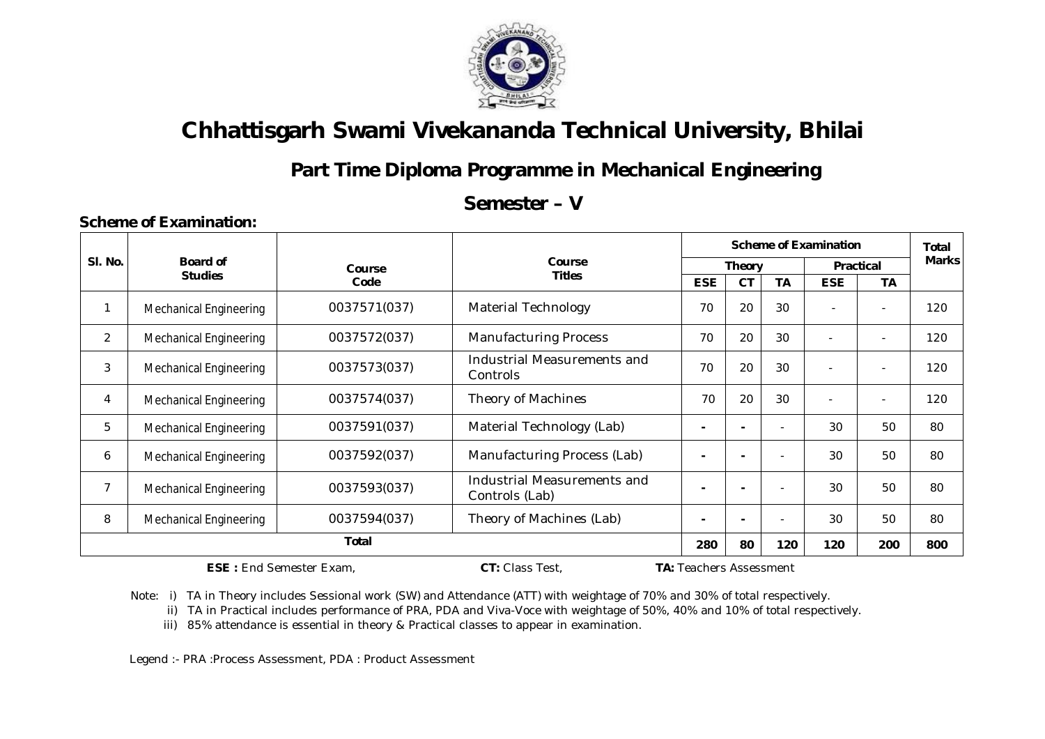# Chhattisgarh Swami Vivekananda Technical University, Bhilai

## Part Time Diploma Programme in Mechanical Engineering

## Semester – V

**Scheme of Examination:**

| Sl. No. | Board of Studies | Course Code | Course Titles | Scheme of Examination | | | | | Total Marks |
|---|---|---|---|---|---|---|---|---|---|
| | | | | Theory | | | Practical | | |
| | | | | ESE | CT | TA | ESE | TA | |
| 1 | Mechanical Engineering | 0037571(037) | Material Technology | 70 | 20 | 30 | - | - | 120 |
| 2 | Mechanical Engineering | 0037572(037) | Manufacturing Process | 70 | 20 | 30 | - | - | 120 |
| 3 | Mechanical Engineering | 0037573(037) | Industrial Measurements and Controls | 70 | 20 | 30 | - | - | 120 |
| 4 | Mechanical Engineering | 0037574(037) | Theory of Machines | 70 | 20 | 30 | - | - | 120 |
| 5 | Mechanical Engineering | 0037591(037) | Material Technology (Lab) | - | - | - | 30 | 50 | 80 |
| 6 | Mechanical Engineering | 0037592(037) | Manufacturing Process (Lab) | - | - | - | 30 | 50 | 80 |
| 7 | Mechanical Engineering | 0037593(037) | Industrial Measurements and Controls (Lab) | - | - | - | 30 | 50 | 80 |
| 8 | Mechanical Engineering | 0037594(037) | Theory of Machines (Lab) | - | - | - | 30 | 50 | 80 |
| **Total** | | | | **280** | **80** | **120** | **120** | **200** | **800** |

**ESE :** End Semester Exam, **CT:** Class Test, **TA:** Teachers Assessment

Note: i) TA in Theory includes Sessional work (SW) and Attendance (ATT) with weightage of 70% and 30% of total respectively.

ii) TA in Practical includes performance of PRA, PDA and Viva-Voce with weightage of 50%, 40% and 10% of total respectively.

iii) 85% attendance is essential in theory & Practical classes to appear in examination.

Legend :- PRA :Process Assessment, PDA : Product Assessment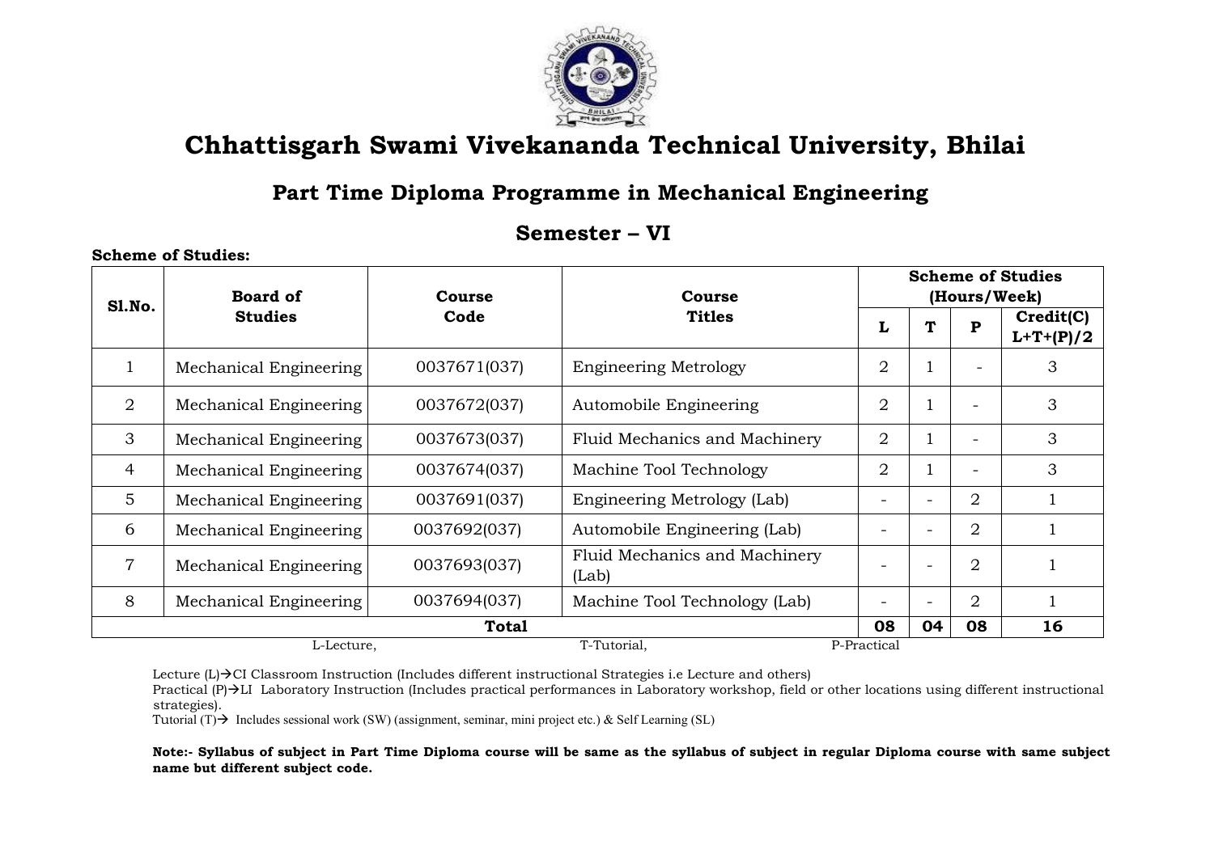# Chhattisgarh Swami Vivekananda Technical University, Bhilai

## Part Time Diploma Programme in Mechanical Engineering

## Semester – VI

**Scheme of Studies:**

| Sl.No. | Board of Studies | Course Code | Course Titles | Scheme of Studies (Hours/Week) | | | |
|---|---|---|---|---|---|---|---|
| | | | | L | T | P | Credit(C) L+T+(P)/2 |
| 1 | Mechanical Engineering | 0037671(037) | Engineering Metrology | 2 | 1 | - | 3 |
| 2 | Mechanical Engineering | 0037672(037) | Automobile Engineering | 2 | 1 | - | 3 |
| 3 | Mechanical Engineering | 0037673(037) | Fluid Mechanics and Machinery | 2 | 1 | - | 3 |
| 4 | Mechanical Engineering | 0037674(037) | Machine Tool Technology | 2 | 1 | - | 3 |
| 5 | Mechanical Engineering | 0037691(037) | Engineering Metrology (Lab) | - | - | 2 | 1 |
| 6 | Mechanical Engineering | 0037692(037) | Automobile Engineering (Lab) | - | - | 2 | 1 |
| 7 | Mechanical Engineering | 0037693(037) | Fluid Mechanics and Machinery (Lab) | - | - | 2 | 1 |
| 8 | Mechanical Engineering | 0037694(037) | Machine Tool Technology (Lab) | - | - | 2 | 1 |
| **Total** | | | | **08** | **04** | **08** | **16** |

L-Lecture, T-Tutorial, P-Practical

Lecture (L)→CI Classroom Instruction (Includes different instructional Strategies i.e Lecture and others)
Practical (P)→LI Laboratory Instruction (Includes practical performances in Laboratory workshop, field or other locations using different instructional strategies).
Tutorial (T)→ Includes sessional work (SW) (assignment, seminar, mini project etc.) & Self Learning (SL)

**Note:- Syllabus of subject in Part Time Diploma course will be same as the syllabus of subject in regular Diploma course with same subject name but different subject code.**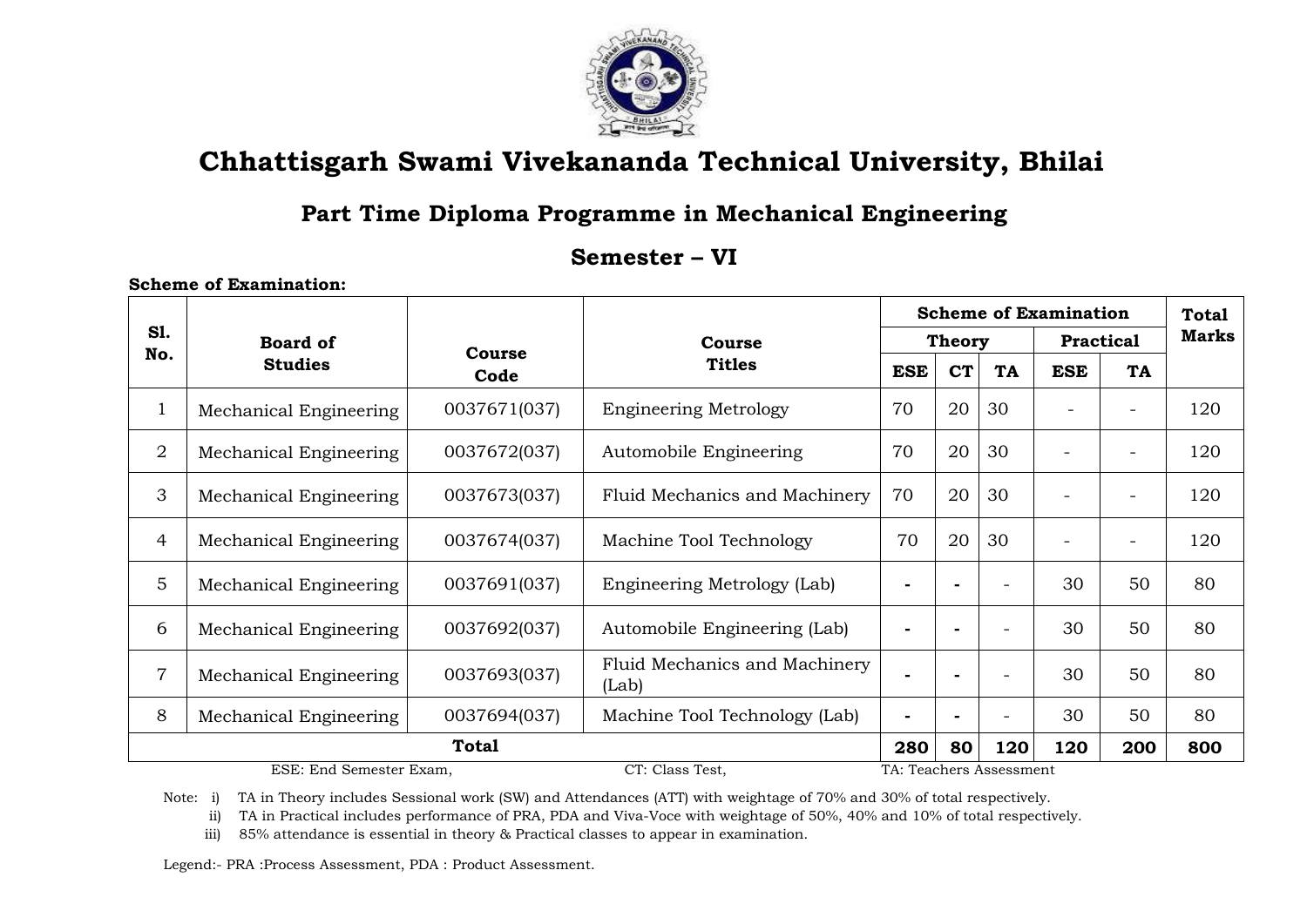# Chhattisgarh Swami Vivekananda Technical University, Bhilai

## Part Time Diploma Programme in Mechanical Engineering

## Semester – VI

**Scheme of Examination:**

| Sl. No. | Board of Studies | Course Code | Course Titles | Scheme of Examination | | | | | Total Marks |
|---|---|---|---|---|---|---|---|---|---|
| | | | | Theory | | | Practical | | |
| | | | | ESE | CT | TA | ESE | TA | |
| 1 | Mechanical Engineering | 0037671(037) | Engineering Metrology | 70 | 20 | 30 | - | - | 120 |
| 2 | Mechanical Engineering | 0037672(037) | Automobile Engineering | 70 | 20 | 30 | - | - | 120 |
| 3 | Mechanical Engineering | 0037673(037) | Fluid Mechanics and Machinery | 70 | 20 | 30 | - | - | 120 |
| 4 | Mechanical Engineering | 0037674(037) | Machine Tool Technology | 70 | 20 | 30 | - | - | 120 |
| 5 | Mechanical Engineering | 0037691(037) | Engineering Metrology (Lab) | - | - | - | 30 | 50 | 80 |
| 6 | Mechanical Engineering | 0037692(037) | Automobile Engineering (Lab) | - | - | - | 30 | 50 | 80 |
| 7 | Mechanical Engineering | 0037693(037) | Fluid Mechanics and Machinery (Lab) | - | - | - | 30 | 50 | 80 |
| 8 | Mechanical Engineering | 0037694(037) | Machine Tool Technology (Lab) | - | - | - | 30 | 50 | 80 |
| **Total** | | | | **280** | **80** | **120** | **120** | **200** | **800** |

ESE: End Semester Exam, CT: Class Test, TA: Teachers Assessment

Note:
- i) TA in Theory includes Sessional work (SW) and Attendances (ATT) with weightage of 70% and 30% of total respectively.
- ii) TA in Practical includes performance of PRA, PDA and Viva-Voce with weightage of 50%, 40% and 10% of total respectively.
- iii) 85% attendance is essential in theory & Practical classes to appear in examination.

Legend:- PRA :Process Assessment, PDA : Product Assessment.